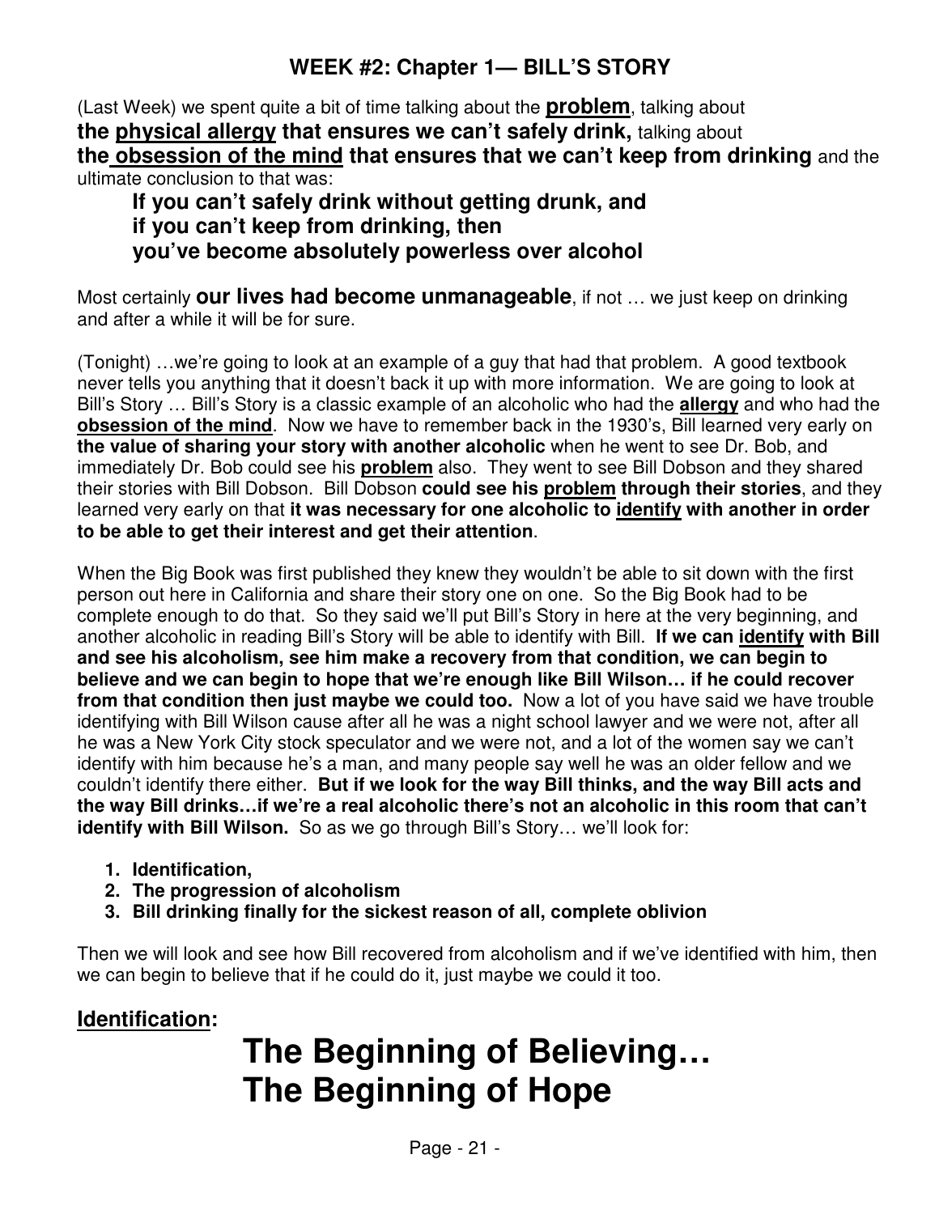# WEEK #2: Chapter 1— BILL'S STORY

(Last Week) we spent quite a bit of time talking about the **problem**, talking about **the physical allergy that ensures we can't safely drink,** talking about **the obsession of the mind that ensures that we can't keep from drinking** and the ultimate conclusion to that was:

> **If you can't safely drink without getting drunk, and**
> **if you can't keep from drinking, then**
> **you've become absolutely powerless over alcohol**

Most certainly **our lives had become unmanageable**, if not … we just keep on drinking and after a while it will be for sure.

(Tonight) …we're going to look at an example of a guy that had that problem. A good textbook never tells you anything that it doesn't back it up with more information. We are going to look at Bill's Story … Bill's Story is a classic example of an alcoholic who had the **allergy** and who had the **obsession of the mind**. Now we have to remember back in the 1930's, Bill learned very early on **the value of sharing your story with another alcoholic** when he went to see Dr. Bob, and immediately Dr. Bob could see his **problem** also. They went to see Bill Dobson and they shared their stories with Bill Dobson. Bill Dobson **could see his problem through their stories**, and they learned very early on that **it was necessary for one alcoholic to identify with another in order to be able to get their interest and get their attention**.

When the Big Book was first published they knew they wouldn't be able to sit down with the first person out here in California and share their story one on one. So the Big Book had to be complete enough to do that. So they said we'll put Bill's Story in here at the very beginning, and another alcoholic in reading Bill's Story will be able to identify with Bill. **If we can identify with Bill and see his alcoholism, see him make a recovery from that condition, we can begin to believe and we can begin to hope that we're enough like Bill Wilson… if he could recover from that condition then just maybe we could too.** Now a lot of you have said we have trouble identifying with Bill Wilson cause after all he was a night school lawyer and we were not, after all he was a New York City stock speculator and we were not, and a lot of the women say we can't identify with him because he's a man, and many people say well he was an older fellow and we couldn't identify there either. **But if we look for the way Bill thinks, and the way Bill acts and the way Bill drinks…if we're a real alcoholic there's not an alcoholic in this room that can't identify with Bill Wilson.** So as we go through Bill's Story… we'll look for:

1. **Identification,**
2. **The progression of alcoholism**
3. **Bill drinking finally for the sickest reason of all, complete oblivion**

Then we will look and see how Bill recovered from alcoholism and if we've identified with him, then we can begin to believe that if he could do it, just maybe we could it too.

## Identification:

# The Beginning of Believing…
# The Beginning of Hope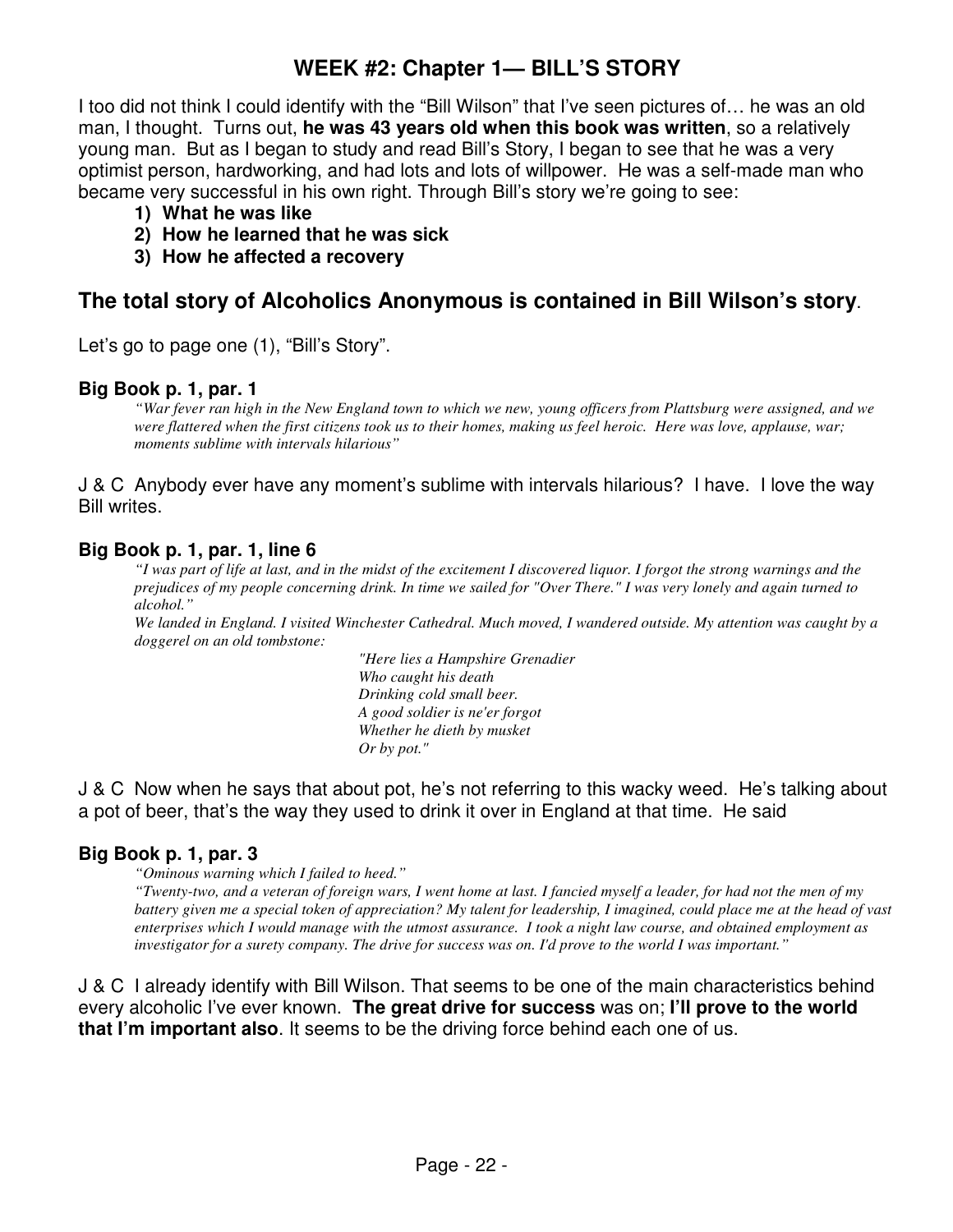# WEEK #2: Chapter 1— BILL'S STORY

I too did not think I could identify with the "Bill Wilson" that I've seen pictures of… he was an old man, I thought. Turns out, **he was 43 years old when this book was written**, so a relatively young man. But as I began to study and read Bill's Story, I began to see that he was a very optimist person, hardworking, and had lots and lots of willpower. He was a self-made man who became very successful in his own right. Through Bill's story we're going to see:

1) **What he was like**
2) **How he learned that he was sick**
3) **How he affected a recovery**

## The total story of Alcoholics Anonymous is contained in Bill Wilson's story.

Let's go to page one (1), "Bill's Story".

#### Big Book p. 1, par. 1

> *"War fever ran high in the New England town to which we new, young officers from Plattsburg were assigned, and we were flattered when the first citizens took us to their homes, making us feel heroic. Here was love, applause, war; moments sublime with intervals hilarious"*

J & C Anybody ever have any moment's sublime with intervals hilarious? I have. I love the way Bill writes.

#### Big Book p. 1, par. 1, line 6

> *"I was part of life at last, and in the midst of the excitement I discovered liquor. I forgot the strong warnings and the prejudices of my people concerning drink. In time we sailed for "Over There." I was very lonely and again turned to alcohol."*
>
> *We landed in England. I visited Winchester Cathedral. Much moved, I wandered outside. My attention was caught by a doggerel on an old tombstone:*
>
> *"Here lies a Hampshire Grenadier*
> *Who caught his death*
> *Drinking cold small beer.*
> *A good soldier is ne'er forgot*
> *Whether he dieth by musket*
> *Or by pot."*

J & C Now when he says that about pot, he's not referring to this wacky weed. He's talking about a pot of beer, that's the way they used to drink it over in England at that time. He said

#### Big Book p. 1, par. 3

> *"Ominous warning which I failed to heed."*
>
> *"Twenty-two, and a veteran of foreign wars, I went home at last. I fancied myself a leader, for had not the men of my battery given me a special token of appreciation? My talent for leadership, I imagined, could place me at the head of vast enterprises which I would manage with the utmost assurance. I took a night law course, and obtained employment as investigator for a surety company. The drive for success was on. I'd prove to the world I was important."*

J & C I already identify with Bill Wilson. That seems to be one of the main characteristics behind every alcoholic I've ever known. **The great drive for success** was on; **I'll prove to the world that I'm important also**. It seems to be the driving force behind each one of us.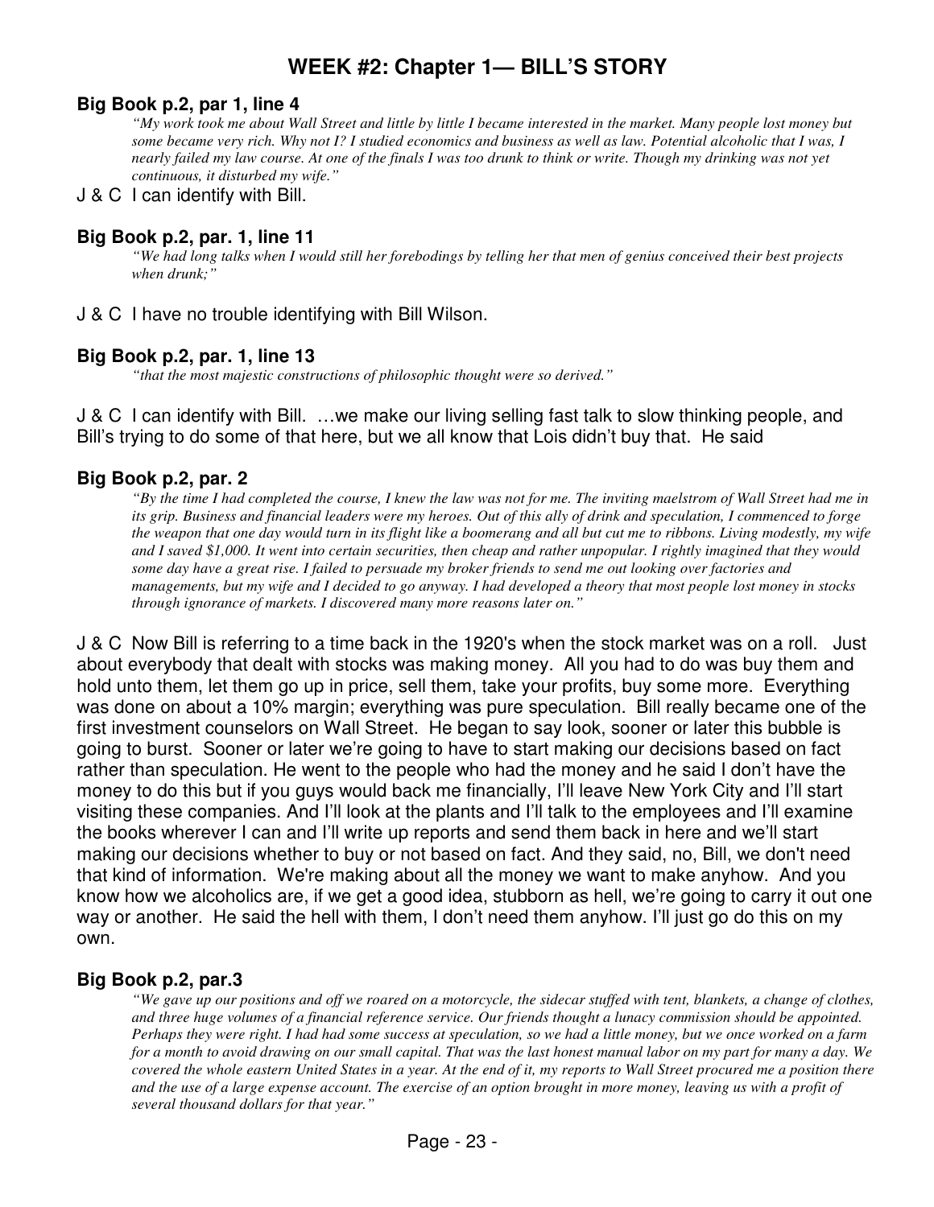# WEEK #2: Chapter 1— BILL'S STORY

### Big Book p.2, par 1, line 4

> *"My work took me about Wall Street and little by little I became interested in the market. Many people lost money but some became very rich. Why not I? I studied economics and business as well as law. Potential alcoholic that I was, I nearly failed my law course. At one of the finals I was too drunk to think or write. Though my drinking was not yet continuous, it disturbed my wife."*

J & C I can identify with Bill.

### Big Book p.2, par. 1, line 11

> *"We had long talks when I would still her forebodings by telling her that men of genius conceived their best projects when drunk;"*

J & C I have no trouble identifying with Bill Wilson.

### Big Book p.2, par. 1, line 13

> *"that the most majestic constructions of philosophic thought were so derived."*

J & C I can identify with Bill. …we make our living selling fast talk to slow thinking people, and Bill's trying to do some of that here, but we all know that Lois didn't buy that. He said

### Big Book p.2, par. 2

> *"By the time I had completed the course, I knew the law was not for me. The inviting maelstrom of Wall Street had me in its grip. Business and financial leaders were my heroes. Out of this ally of drink and speculation, I commenced to forge the weapon that one day would turn in its flight like a boomerang and all but cut me to ribbons. Living modestly, my wife and I saved $1,000. It went into certain securities, then cheap and rather unpopular. I rightly imagined that they would some day have a great rise. I failed to persuade my broker friends to send me out looking over factories and managements, but my wife and I decided to go anyway. I had developed a theory that most people lost money in stocks through ignorance of markets. I discovered many more reasons later on."*

J & C Now Bill is referring to a time back in the 1920's when the stock market was on a roll. Just about everybody that dealt with stocks was making money. All you had to do was buy them and hold unto them, let them go up in price, sell them, take your profits, buy some more. Everything was done on about a 10% margin; everything was pure speculation. Bill really became one of the first investment counselors on Wall Street. He began to say look, sooner or later this bubble is going to burst. Sooner or later we're going to have to start making our decisions based on fact rather than speculation. He went to the people who had the money and he said I don't have the money to do this but if you guys would back me financially, I'll leave New York City and I'll start visiting these companies. And I'll look at the plants and I'll talk to the employees and I'll examine the books wherever I can and I'll write up reports and send them back in here and we'll start making our decisions whether to buy or not based on fact. And they said, no, Bill, we don't need that kind of information. We're making about all the money we want to make anyhow. And you know how we alcoholics are, if we get a good idea, stubborn as hell, we're going to carry it out one way or another. He said the hell with them, I don't need them anyhow. I'll just go do this on my own.

### Big Book p.2, par.3

> *"We gave up our positions and off we roared on a motorcycle, the sidecar stuffed with tent, blankets, a change of clothes, and three huge volumes of a financial reference service. Our friends thought a lunacy commission should be appointed. Perhaps they were right. I had had some success at speculation, so we had a little money, but we once worked on a farm for a month to avoid drawing on our small capital. That was the last honest manual labor on my part for many a day. We covered the whole eastern United States in a year. At the end of it, my reports to Wall Street procured me a position there and the use of a large expense account. The exercise of an option brought in more money, leaving us with a profit of several thousand dollars for that year."*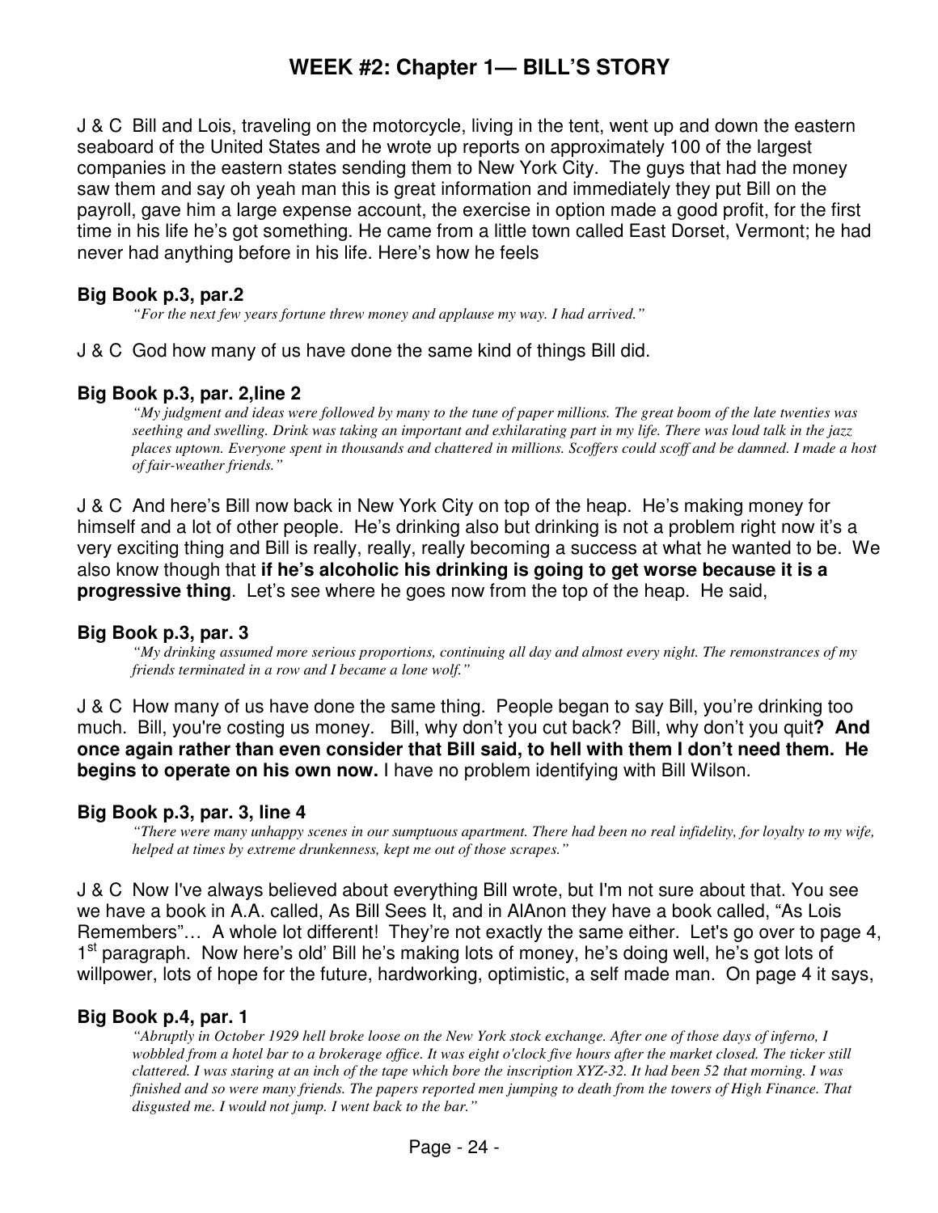# WEEK #2: Chapter 1— BILL'S STORY

J & C Bill and Lois, traveling on the motorcycle, living in the tent, went up and down the eastern seaboard of the United States and he wrote up reports on approximately 100 of the largest companies in the eastern states sending them to New York City. The guys that had the money saw them and say oh yeah man this is great information and immediately they put Bill on the payroll, gave him a large expense account, the exercise in option made a good profit, for the first time in his life he's got something. He came from a little town called East Dorset, Vermont; he had never had anything before in his life. Here's how he feels

### Big Book p.3, par.2

> *"For the next few years fortune threw money and applause my way. I had arrived."*

J & C God how many of us have done the same kind of things Bill did.

### Big Book p.3, par. 2,line 2

> *"My judgment and ideas were followed by many to the tune of paper millions. The great boom of the late twenties was seething and swelling. Drink was taking an important and exhilarating part in my life. There was loud talk in the jazz places uptown. Everyone spent in thousands and chattered in millions. Scoffers could scoff and be damned. I made a host of fair-weather friends."*

J & C And here's Bill now back in New York City on top of the heap. He's making money for himself and a lot of other people. He's drinking also but drinking is not a problem right now it's a very exciting thing and Bill is really, really, really becoming a success at what he wanted to be. We also know though that **if he's alcoholic his drinking is going to get worse because it is a progressive thing**. Let's see where he goes now from the top of the heap. He said,

### Big Book p.3, par. 3

> *"My drinking assumed more serious proportions, continuing all day and almost every night. The remonstrances of my friends terminated in a row and I became a lone wolf."*

J & C How many of us have done the same thing. People began to say Bill, you're drinking too much. Bill, you're costing us money. Bill, why don't you cut back? Bill, why don't you quit**? And once again rather than even consider that Bill said, to hell with them I don't need them. He begins to operate on his own now.** I have no problem identifying with Bill Wilson.

### Big Book p.3, par. 3, line 4

> *"There were many unhappy scenes in our sumptuous apartment. There had been no real infidelity, for loyalty to my wife, helped at times by extreme drunkenness, kept me out of those scrapes."*

J & C Now I've always believed about everything Bill wrote, but I'm not sure about that. You see we have a book in A.A. called, As Bill Sees It, and in AlAnon they have a book called, "As Lois Remembers"… A whole lot different! They're not exactly the same either. Let's go over to page 4, 1st paragraph. Now here's old' Bill he's making lots of money, he's doing well, he's got lots of willpower, lots of hope for the future, hardworking, optimistic, a self made man. On page 4 it says,

### Big Book p.4, par. 1

> *"Abruptly in October 1929 hell broke loose on the New York stock exchange. After one of those days of inferno, I wobbled from a hotel bar to a brokerage office. It was eight o'clock five hours after the market closed. The ticker still clattered. I was staring at an inch of the tape which bore the inscription XYZ-32. It had been 52 that morning. I was finished and so were many friends. The papers reported men jumping to death from the towers of High Finance. That disgusted me. I would not jump. I went back to the bar."*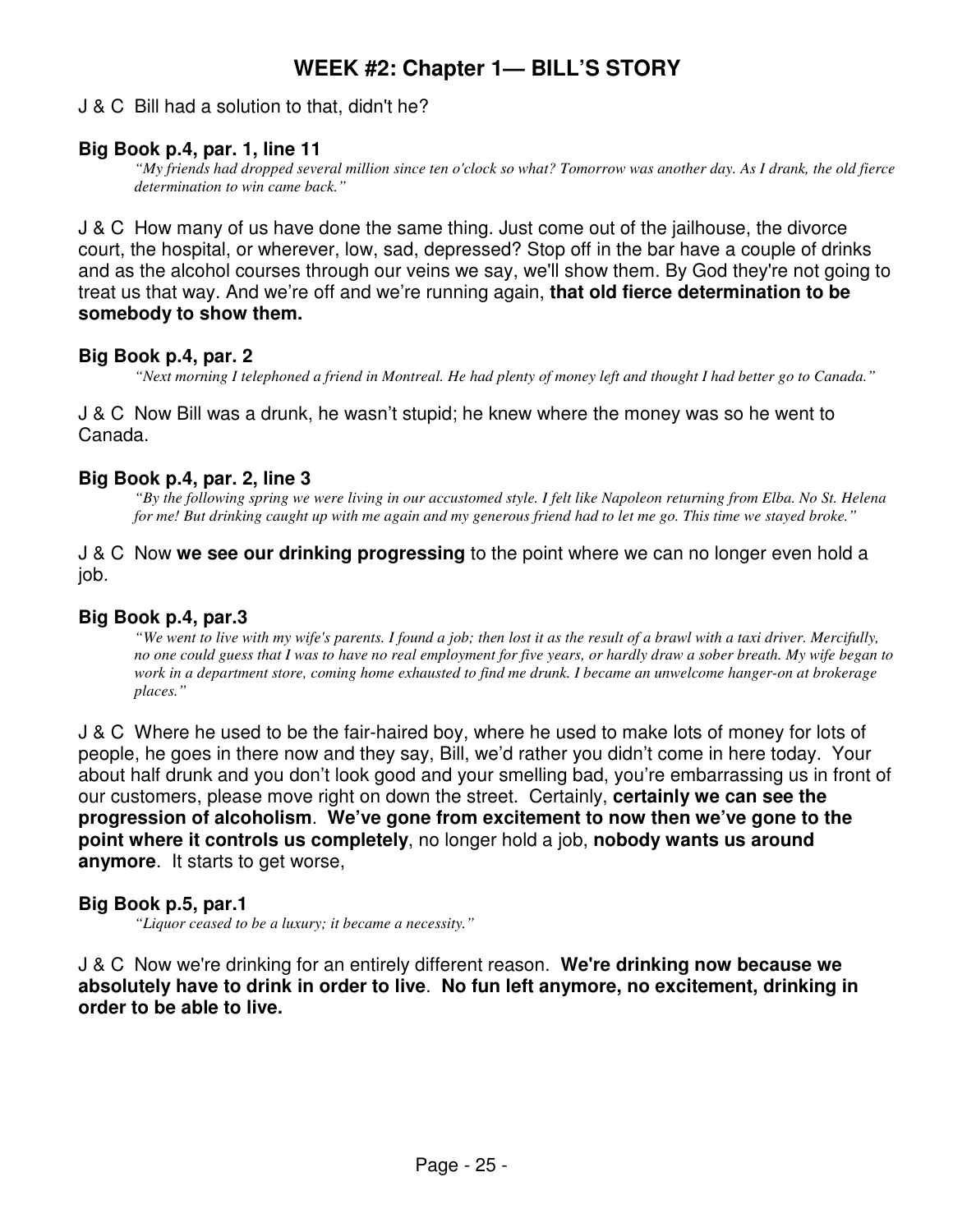# WEEK #2: Chapter 1— BILL'S STORY

J & C Bill had a solution to that, didn't he?

### Big Book p.4, par. 1, line 11

> *"My friends had dropped several million since ten o'clock so what? Tomorrow was another day. As I drank, the old fierce determination to win came back."*

J & C How many of us have done the same thing. Just come out of the jailhouse, the divorce court, the hospital, or wherever, low, sad, depressed? Stop off in the bar have a couple of drinks and as the alcohol courses through our veins we say, we'll show them. By God they're not going to treat us that way. And we're off and we're running again, **that old fierce determination to be somebody to show them.**

### Big Book p.4, par. 2

> *"Next morning I telephoned a friend in Montreal. He had plenty of money left and thought I had better go to Canada."*

J & C Now Bill was a drunk, he wasn't stupid; he knew where the money was so he went to Canada.

### Big Book p.4, par. 2, line 3

> *"By the following spring we were living in our accustomed style. I felt like Napoleon returning from Elba. No St. Helena for me! But drinking caught up with me again and my generous friend had to let me go. This time we stayed broke."*

J & C Now **we see our drinking progressing** to the point where we can no longer even hold a job.

### Big Book p.4, par.3

> *"We went to live with my wife's parents. I found a job; then lost it as the result of a brawl with a taxi driver. Mercifully, no one could guess that I was to have no real employment for five years, or hardly draw a sober breath. My wife began to work in a department store, coming home exhausted to find me drunk. I became an unwelcome hanger-on at brokerage places."*

J & C Where he used to be the fair-haired boy, where he used to make lots of money for lots of people, he goes in there now and they say, Bill, we'd rather you didn't come in here today. Your about half drunk and you don't look good and your smelling bad, you're embarrassing us in front of our customers, please move right on down the street. Certainly, **certainly we can see the progression of alcoholism**. **We've gone from excitement to now then we've gone to the point where it controls us completely**, no longer hold a job, **nobody wants us around anymore**. It starts to get worse,

### Big Book p.5, par.1

> *"Liquor ceased to be a luxury; it became a necessity."*

J & C Now we're drinking for an entirely different reason. **We're drinking now because we absolutely have to drink in order to live**. **No fun left anymore, no excitement, drinking in order to be able to live.**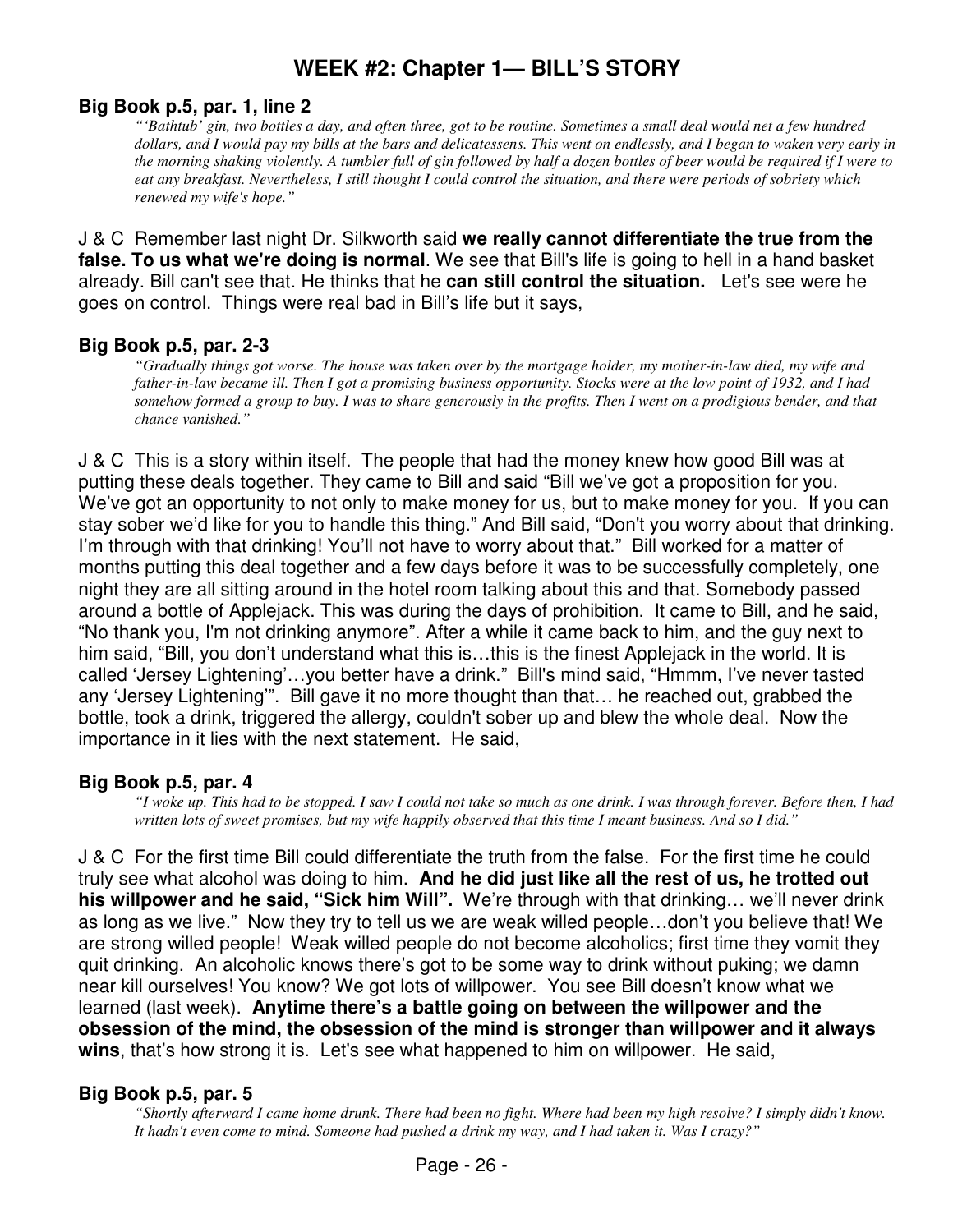# WEEK #2: Chapter 1— BILL'S STORY

### Big Book p.5, par. 1, line 2

> *"'Bathtub' gin, two bottles a day, and often three, got to be routine. Sometimes a small deal would net a few hundred dollars, and I would pay my bills at the bars and delicatessens. This went on endlessly, and I began to waken very early in the morning shaking violently. A tumbler full of gin followed by half a dozen bottles of beer would be required if I were to eat any breakfast. Nevertheless, I still thought I could control the situation, and there were periods of sobriety which renewed my wife's hope."*

J & C Remember last night Dr. Silkworth said **we really cannot differentiate the true from the false. To us what we're doing is normal**. We see that Bill's life is going to hell in a hand basket already. Bill can't see that. He thinks that he **can still control the situation.** Let's see were he goes on control. Things were real bad in Bill's life but it says,

### Big Book p.5, par. 2-3

> *"Gradually things got worse. The house was taken over by the mortgage holder, my mother-in-law died, my wife and father-in-law became ill. Then I got a promising business opportunity. Stocks were at the low point of 1932, and I had somehow formed a group to buy. I was to share generously in the profits. Then I went on a prodigious bender, and that chance vanished."*

J & C This is a story within itself. The people that had the money knew how good Bill was at putting these deals together. They came to Bill and said "Bill we've got a proposition for you. We've got an opportunity to not only to make money for us, but to make money for you. If you can stay sober we'd like for you to handle this thing." And Bill said, "Don't you worry about that drinking. I'm through with that drinking! You'll not have to worry about that." Bill worked for a matter of months putting this deal together and a few days before it was to be successfully completely, one night they are all sitting around in the hotel room talking about this and that. Somebody passed around a bottle of Applejack. This was during the days of prohibition. It came to Bill, and he said, "No thank you, I'm not drinking anymore". After a while it came back to him, and the guy next to him said, "Bill, you don't understand what this is…this is the finest Applejack in the world. It is called 'Jersey Lightening'…you better have a drink." Bill's mind said, "Hmmm, I've never tasted any 'Jersey Lightening'". Bill gave it no more thought than that… he reached out, grabbed the bottle, took a drink, triggered the allergy, couldn't sober up and blew the whole deal. Now the importance in it lies with the next statement. He said,

### Big Book p.5, par. 4

> *"I woke up. This had to be stopped. I saw I could not take so much as one drink. I was through forever. Before then, I had written lots of sweet promises, but my wife happily observed that this time I meant business. And so I did."*

J & C For the first time Bill could differentiate the truth from the false. For the first time he could truly see what alcohol was doing to him. **And he did just like all the rest of us, he trotted out his willpower and he said, "Sick him Will".** We're through with that drinking… we'll never drink as long as we live." Now they try to tell us we are weak willed people…don't you believe that! We are strong willed people! Weak willed people do not become alcoholics; first time they vomit they quit drinking. An alcoholic knows there's got to be some way to drink without puking; we damn near kill ourselves! You know? We got lots of willpower. You see Bill doesn't know what we learned (last week). **Anytime there's a battle going on between the willpower and the obsession of the mind, the obsession of the mind is stronger than willpower and it always wins**, that's how strong it is. Let's see what happened to him on willpower. He said,

### Big Book p.5, par. 5

> *"Shortly afterward I came home drunk. There had been no fight. Where had been my high resolve? I simply didn't know. It hadn't even come to mind. Someone had pushed a drink my way, and I had taken it. Was I crazy?"*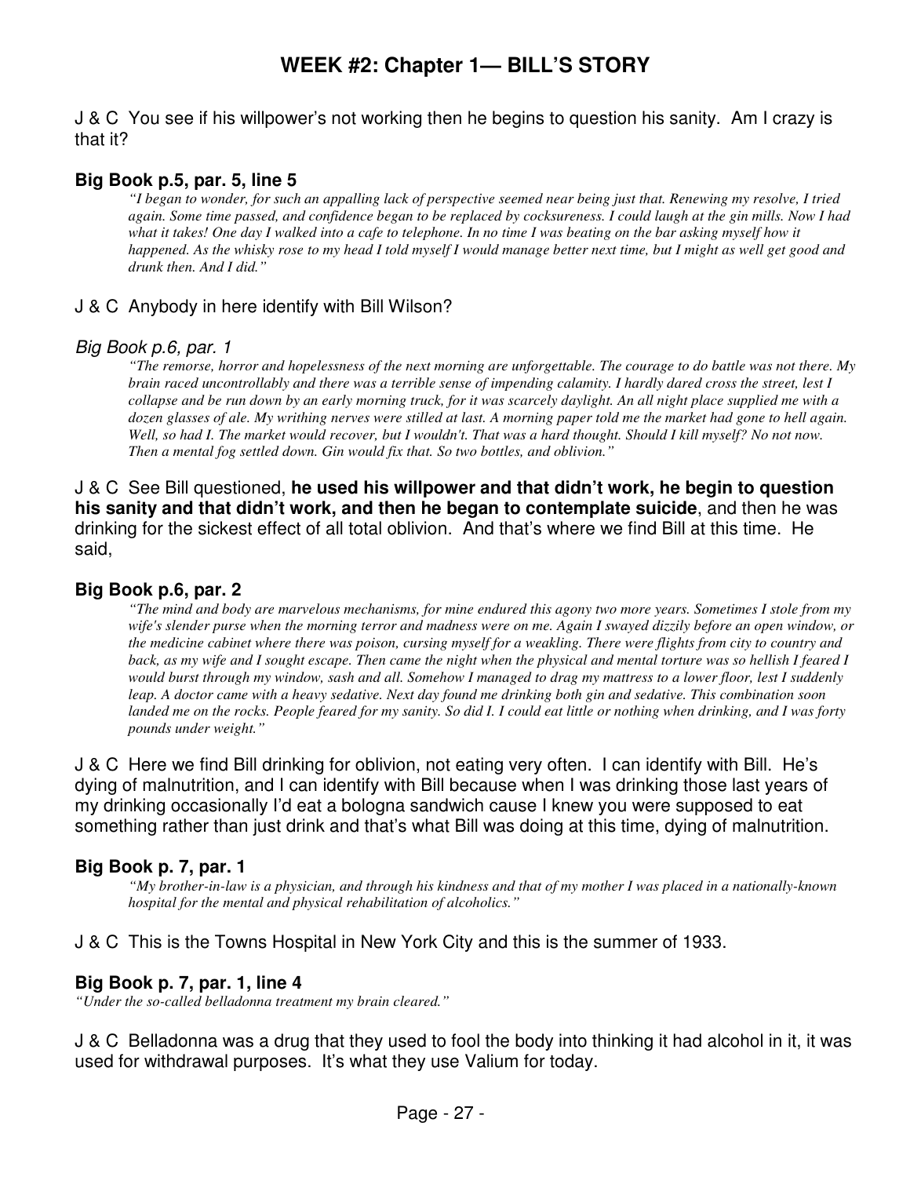# WEEK #2: Chapter 1— BILL'S STORY

J & C You see if his willpower's not working then he begins to question his sanity. Am I crazy is that it?

### Big Book p.5, par. 5, line 5

> *"I began to wonder, for such an appalling lack of perspective seemed near being just that. Renewing my resolve, I tried again. Some time passed, and confidence began to be replaced by cocksureness. I could laugh at the gin mills. Now I had what it takes! One day I walked into a cafe to telephone. In no time I was beating on the bar asking myself how it happened. As the whisky rose to my head I told myself I would manage better next time, but I might as well get good and drunk then. And I did."*

J & C Anybody in here identify with Bill Wilson?

### *Big Book p.6, par. 1*

> *"The remorse, horror and hopelessness of the next morning are unforgettable. The courage to do battle was not there. My brain raced uncontrollably and there was a terrible sense of impending calamity. I hardly dared cross the street, lest I collapse and be run down by an early morning truck, for it was scarcely daylight. An all night place supplied me with a dozen glasses of ale. My writhing nerves were stilled at last. A morning paper told me the market had gone to hell again. Well, so had I. The market would recover, but I wouldn't. That was a hard thought. Should I kill myself? No not now. Then a mental fog settled down. Gin would fix that. So two bottles, and oblivion."*

J & C See Bill questioned, **he used his willpower and that didn't work, he begin to question his sanity and that didn't work, and then he began to contemplate suicide**, and then he was drinking for the sickest effect of all total oblivion. And that's where we find Bill at this time. He said,

### Big Book p.6, par. 2

> *"The mind and body are marvelous mechanisms, for mine endured this agony two more years. Sometimes I stole from my wife's slender purse when the morning terror and madness were on me. Again I swayed dizzily before an open window, or the medicine cabinet where there was poison, cursing myself for a weakling. There were flights from city to country and back, as my wife and I sought escape. Then came the night when the physical and mental torture was so hellish I feared I would burst through my window, sash and all. Somehow I managed to drag my mattress to a lower floor, lest I suddenly leap. A doctor came with a heavy sedative. Next day found me drinking both gin and sedative. This combination soon landed me on the rocks. People feared for my sanity. So did I. I could eat little or nothing when drinking, and I was forty pounds under weight."*

J & C Here we find Bill drinking for oblivion, not eating very often. I can identify with Bill. He's dying of malnutrition, and I can identify with Bill because when I was drinking those last years of my drinking occasionally I'd eat a bologna sandwich cause I knew you were supposed to eat something rather than just drink and that's what Bill was doing at this time, dying of malnutrition.

### Big Book p. 7, par. 1

> *"My brother-in-law is a physician, and through his kindness and that of my mother I was placed in a nationally-known hospital for the mental and physical rehabilitation of alcoholics."*

J & C This is the Towns Hospital in New York City and this is the summer of 1933.

### Big Book p. 7, par. 1, line 4

*"Under the so-called belladonna treatment my brain cleared."*

J & C Belladonna was a drug that they used to fool the body into thinking it had alcohol in it, it was used for withdrawal purposes. It's what they use Valium for today.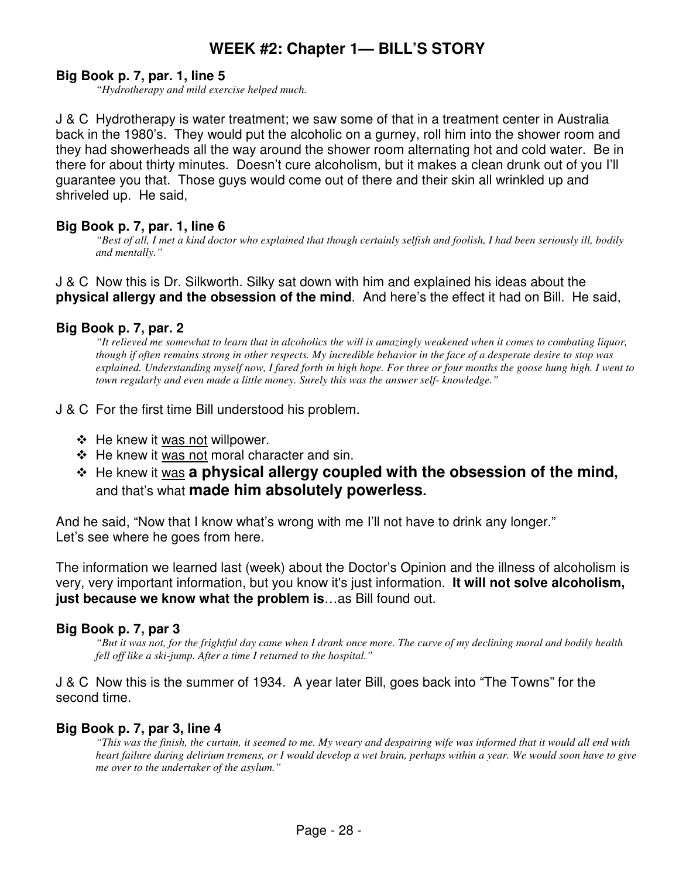# WEEK #2: Chapter 1— BILL'S STORY

**Big Book p. 7, par. 1, line 5**

> *"Hydrotherapy and mild exercise helped much.*

J & C Hydrotherapy is water treatment; we saw some of that in a treatment center in Australia back in the 1980's. They would put the alcoholic on a gurney, roll him into the shower room and they had showerheads all the way around the shower room alternating hot and cold water. Be in there for about thirty minutes. Doesn't cure alcoholism, but it makes a clean drunk out of you I'll guarantee you that. Those guys would come out of there and their skin all wrinkled up and shriveled up. He said,

**Big Book p. 7, par. 1, line 6**

> *"Best of all, I met a kind doctor who explained that though certainly selfish and foolish, I had been seriously ill, bodily and mentally."*

J & C Now this is Dr. Silkworth. Silky sat down with him and explained his ideas about the **physical allergy and the obsession of the mind**. And here's the effect it had on Bill. He said,

**Big Book p. 7, par. 2**

> *"It relieved me somewhat to learn that in alcoholics the will is amazingly weakened when it comes to combating liquor, though if often remains strong in other respects. My incredible behavior in the face of a desperate desire to stop was explained. Understanding myself now, I fared forth in high hope. For three or four months the goose hung high. I went to town regularly and even made a little money. Surely this was the answer self- knowledge."*

J & C For the first time Bill understood his problem.

- He knew it <u>was not</u> willpower.
- He knew it <u>was not</u> moral character and sin.
- He knew it <u>was</u> **a physical allergy coupled with the obsession of the mind,** and that's what **made him absolutely powerless.**

And he said, "Now that I know what's wrong with me I'll not have to drink any longer."
Let's see where he goes from here.

The information we learned last (week) about the Doctor's Opinion and the illness of alcoholism is very, very important information, but you know it's just information. **It will not solve alcoholism, just because we know what the problem is**…as Bill found out.

**Big Book p. 7, par 3**

> *"But it was not, for the frightful day came when I drank once more. The curve of my declining moral and bodily health fell off like a ski-jump. After a time I returned to the hospital."*

J & C Now this is the summer of 1934. A year later Bill, goes back into "The Towns" for the second time.

**Big Book p. 7, par 3, line 4**

> *"This was the finish, the curtain, it seemed to me. My weary and despairing wife was informed that it would all end with heart failure during delirium tremens, or I would develop a wet brain, perhaps within a year. We would soon have to give me over to the undertaker of the asylum."*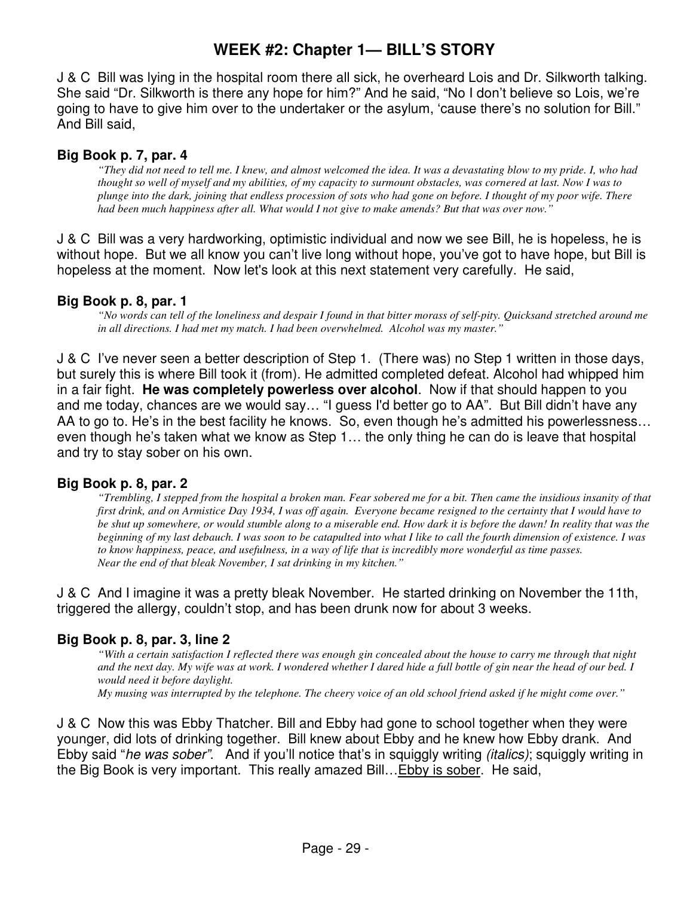# WEEK #2: Chapter 1— BILL'S STORY

J & C  Bill was lying in the hospital room there all sick, he overheard Lois and Dr. Silkworth talking. She said "Dr. Silkworth is there any hope for him?" And he said, "No I don't believe so Lois, we're going to have to give him over to the undertaker or the asylum, 'cause there's no solution for Bill." And Bill said,

### Big Book p. 7, par. 4

> *"They did not need to tell me. I knew, and almost welcomed the idea. It was a devastating blow to my pride. I, who had thought so well of myself and my abilities, of my capacity to surmount obstacles, was cornered at last. Now I was to plunge into the dark, joining that endless procession of sots who had gone on before. I thought of my poor wife. There had been much happiness after all. What would I not give to make amends? But that was over now."*

J & C  Bill was a very hardworking, optimistic individual and now we see Bill, he is hopeless, he is without hope. But we all know you can't live long without hope, you've got to have hope, but Bill is hopeless at the moment. Now let's look at this next statement very carefully. He said,

### Big Book p. 8, par. 1

> *"No words can tell of the loneliness and despair I found in that bitter morass of self-pity. Quicksand stretched around me in all directions. I had met my match. I had been overwhelmed. Alcohol was my master."*

J & C  I've never seen a better description of Step 1. (There was) no Step 1 written in those days, but surely this is where Bill took it (from). He admitted completed defeat. Alcohol had whipped him in a fair fight. **He was completely powerless over alcohol**. Now if that should happen to you and me today, chances are we would say… "I guess I'd better go to AA". But Bill didn't have any AA to go to. He's in the best facility he knows. So, even though he's admitted his powerlessness… even though he's taken what we know as Step 1… the only thing he can do is leave that hospital and try to stay sober on his own.

### Big Book p. 8, par. 2

> *"Trembling, I stepped from the hospital a broken man. Fear sobered me for a bit. Then came the insidious insanity of that first drink, and on Armistice Day 1934, I was off again. Everyone became resigned to the certainty that I would have to be shut up somewhere, or would stumble along to a miserable end. How dark it is before the dawn! In reality that was the beginning of my last debauch. I was soon to be catapulted into what I like to call the fourth dimension of existence. I was to know happiness, peace, and usefulness, in a way of life that is incredibly more wonderful as time passes.*
> *Near the end of that bleak November, I sat drinking in my kitchen."*

J & C  And I imagine it was a pretty bleak November. He started drinking on November the 11th, triggered the allergy, couldn't stop, and has been drunk now for about 3 weeks.

### Big Book p. 8, par. 3, line 2

> *"With a certain satisfaction I reflected there was enough gin concealed about the house to carry me through that night and the next day. My wife was at work. I wondered whether I dared hide a full bottle of gin near the head of our bed. I would need it before daylight.*
> *My musing was interrupted by the telephone. The cheery voice of an old school friend asked if he might come over."*

J & C  Now this was Ebby Thatcher. Bill and Ebby had gone to school together when they were younger, did lots of drinking together. Bill knew about Ebby and he knew how Ebby drank. And Ebby said "*he was sober"*. And if you'll notice that's in squiggly writing *(italics)*; squiggly writing in the Big Book is very important. This really amazed Bill…<u>Ebby is sober</u>. He said,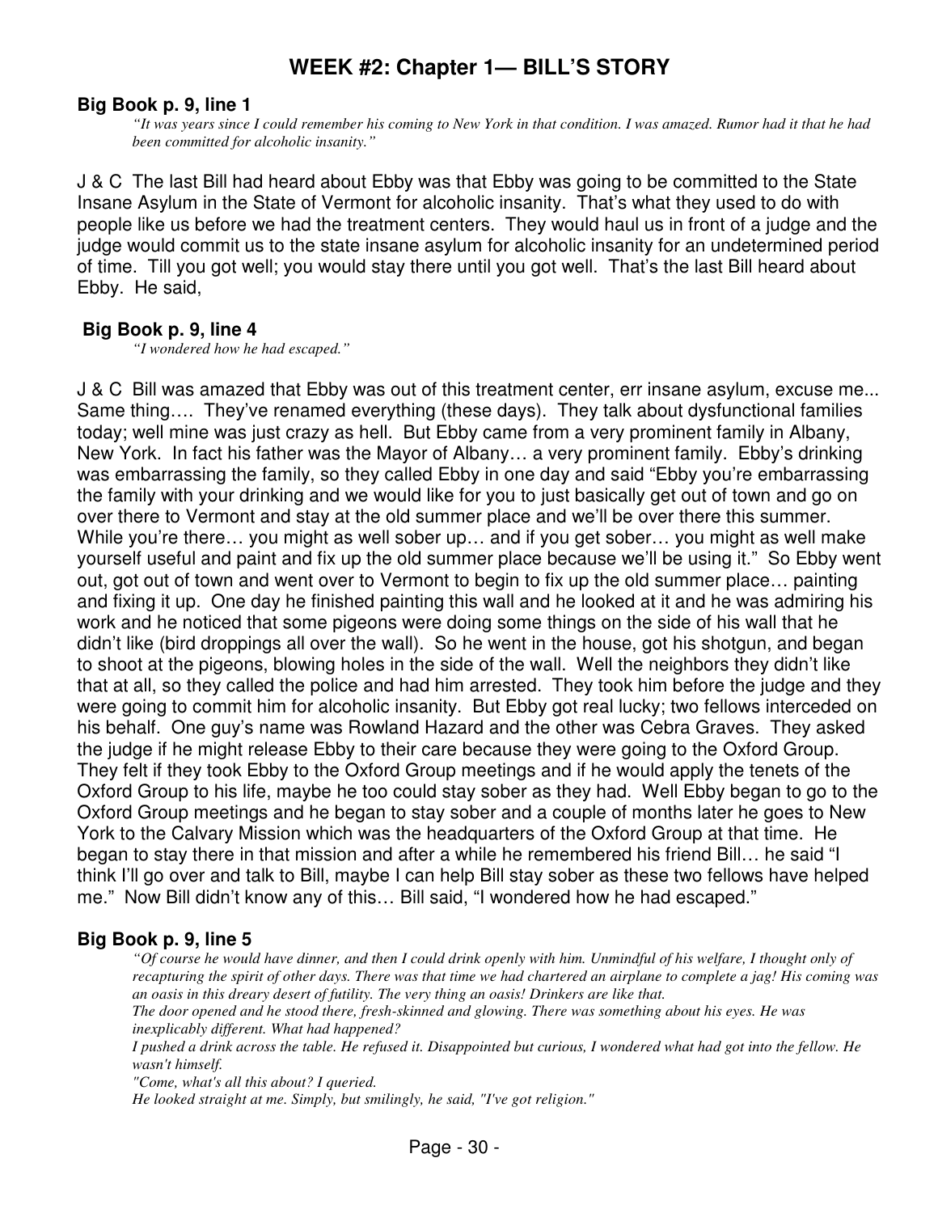# WEEK #2: Chapter 1— BILL'S STORY

### Big Book p. 9, line 1

> *"It was years since I could remember his coming to New York in that condition. I was amazed. Rumor had it that he had been committed for alcoholic insanity."*

J & C  The last Bill had heard about Ebby was that Ebby was going to be committed to the State Insane Asylum in the State of Vermont for alcoholic insanity. That's what they used to do with people like us before we had the treatment centers. They would haul us in front of a judge and the judge would commit us to the state insane asylum for alcoholic insanity for an undetermined period of time. Till you got well; you would stay there until you got well. That's the last Bill heard about Ebby. He said,

### Big Book p. 9, line 4

> *"I wondered how he had escaped."*

J & C  Bill was amazed that Ebby was out of this treatment center, err insane asylum, excuse me... Same thing…. They've renamed everything (these days). They talk about dysfunctional families today; well mine was just crazy as hell. But Ebby came from a very prominent family in Albany, New York. In fact his father was the Mayor of Albany… a very prominent family. Ebby's drinking was embarrassing the family, so they called Ebby in one day and said "Ebby you're embarrassing the family with your drinking and we would like for you to just basically get out of town and go on over there to Vermont and stay at the old summer place and we'll be over there this summer. While you're there… you might as well sober up… and if you get sober… you might as well make yourself useful and paint and fix up the old summer place because we'll be using it." So Ebby went out, got out of town and went over to Vermont to begin to fix up the old summer place… painting and fixing it up. One day he finished painting this wall and he looked at it and he was admiring his work and he noticed that some pigeons were doing some things on the side of his wall that he didn't like (bird droppings all over the wall). So he went in the house, got his shotgun, and began to shoot at the pigeons, blowing holes in the side of the wall. Well the neighbors they didn't like that at all, so they called the police and had him arrested. They took him before the judge and they were going to commit him for alcoholic insanity. But Ebby got real lucky; two fellows interceded on his behalf. One guy's name was Rowland Hazard and the other was Cebra Graves. They asked the judge if he might release Ebby to their care because they were going to the Oxford Group. They felt if they took Ebby to the Oxford Group meetings and if he would apply the tenets of the Oxford Group to his life, maybe he too could stay sober as they had. Well Ebby began to go to the Oxford Group meetings and he began to stay sober and a couple of months later he goes to New York to the Calvary Mission which was the headquarters of the Oxford Group at that time. He began to stay there in that mission and after a while he remembered his friend Bill… he said "I think I'll go over and talk to Bill, maybe I can help Bill stay sober as these two fellows have helped me." Now Bill didn't know any of this… Bill said, "I wondered how he had escaped."

### Big Book p. 9, line 5

> *"Of course he would have dinner, and then I could drink openly with him. Unmindful of his welfare, I thought only of recapturing the spirit of other days. There was that time we had chartered an airplane to complete a jag! His coming was an oasis in this dreary desert of futility. The very thing an oasis! Drinkers are like that.*
> *The door opened and he stood there, fresh-skinned and glowing. There was something about his eyes. He was inexplicably different. What had happened?*
> *I pushed a drink across the table. He refused it. Disappointed but curious, I wondered what had got into the fellow. He wasn't himself.*
> *"Come, what's all this about? I queried.*
> *He looked straight at me. Simply, but smilingly, he said, "I've got religion."*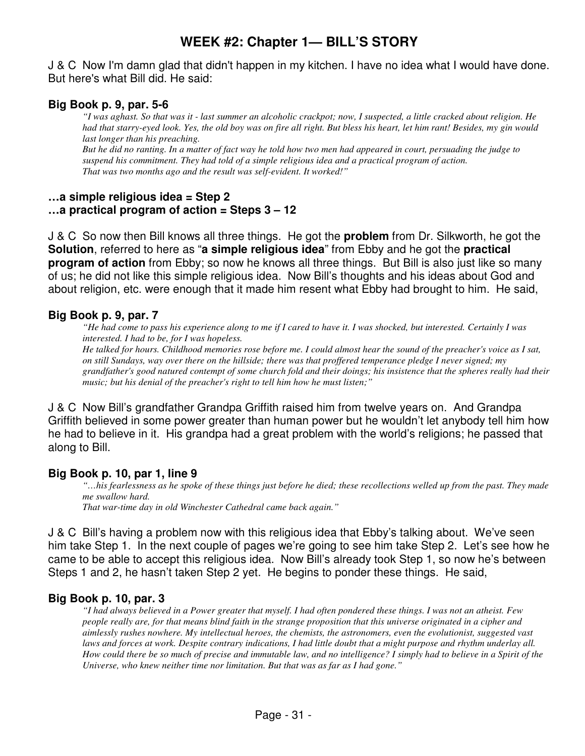# WEEK #2: Chapter 1— BILL'S STORY

J & C Now I'm damn glad that didn't happen in my kitchen. I have no idea what I would have done. But here's what Bill did. He said:

### Big Book p. 9, par. 5-6

> *"I was aghast. So that was it - last summer an alcoholic crackpot; now, I suspected, a little cracked about religion. He had that starry-eyed look. Yes, the old boy was on fire all right. But bless his heart, let him rant! Besides, my gin would last longer than his preaching.*
> *But he did no ranting. In a matter of fact way he told how two men had appeared in court, persuading the judge to suspend his commitment. They had told of a simple religious idea and a practical program of action.*
> *That was two months ago and the result was self-evident. It worked!"*

**…a simple religious idea = Step 2**
**…a practical program of action = Steps 3 – 12**

J & C So now then Bill knows all three things. He got the **problem** from Dr. Silkworth, he got the **Solution**, referred to here as "**a simple religious idea**" from Ebby and he got the **practical program of action** from Ebby; so now he knows all three things. But Bill is also just like so many of us; he did not like this simple religious idea. Now Bill's thoughts and his ideas about God and about religion, etc. were enough that it made him resent what Ebby had brought to him. He said,

### Big Book p. 9, par. 7

> *"He had come to pass his experience along to me if I cared to have it. I was shocked, but interested. Certainly I was interested. I had to be, for I was hopeless.*
> *He talked for hours. Childhood memories rose before me. I could almost hear the sound of the preacher's voice as I sat, on still Sundays, way over there on the hillside; there was that proffered temperance pledge I never signed; my grandfather's good natured contempt of some church fold and their doings; his insistence that the spheres really had their music; but his denial of the preacher's right to tell him how he must listen;"*

J & C Now Bill's grandfather Grandpa Griffith raised him from twelve years on. And Grandpa Griffith believed in some power greater than human power but he wouldn't let anybody tell him how he had to believe in it. His grandpa had a great problem with the world's religions; he passed that along to Bill.

### Big Book p. 10, par 1, line 9

> *"…his fearlessness as he spoke of these things just before he died; these recollections welled up from the past. They made me swallow hard.*
> *That war-time day in old Winchester Cathedral came back again."*

J & C Bill's having a problem now with this religious idea that Ebby's talking about. We've seen him take Step 1. In the next couple of pages we're going to see him take Step 2. Let's see how he came to be able to accept this religious idea. Now Bill's already took Step 1, so now he's between Steps 1 and 2, he hasn't taken Step 2 yet. He begins to ponder these things. He said,

### Big Book p. 10, par. 3

> *"I had always believed in a Power greater that myself. I had often pondered these things. I was not an atheist. Few people really are, for that means blind faith in the strange proposition that this universe originated in a cipher and aimlessly rushes nowhere. My intellectual heroes, the chemists, the astronomers, even the evolutionist, suggested vast laws and forces at work. Despite contrary indications, I had little doubt that a might purpose and rhythm underlay all. How could there be so much of precise and immutable law, and no intelligence? I simply had to believe in a Spirit of the Universe, who knew neither time nor limitation. But that was as far as I had gone."*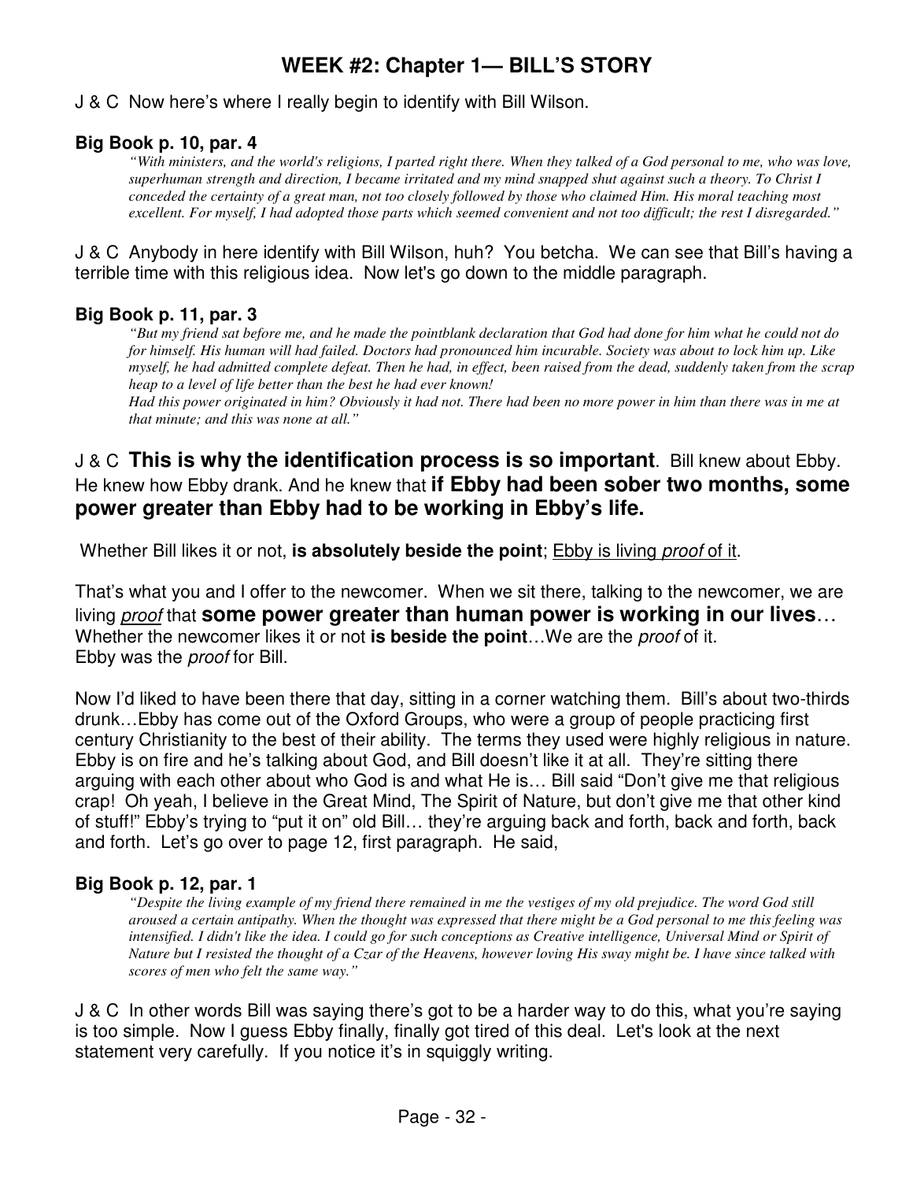# WEEK #2: Chapter 1— BILL'S STORY

J & C Now here's where I really begin to identify with Bill Wilson.

**Big Book p. 10, par. 4**

> *"With ministers, and the world's religions, I parted right there. When they talked of a God personal to me, who was love, superhuman strength and direction, I became irritated and my mind snapped shut against such a theory. To Christ I conceded the certainty of a great man, not too closely followed by those who claimed Him. His moral teaching most excellent. For myself, I had adopted those parts which seemed convenient and not too difficult; the rest I disregarded."*

J & C Anybody in here identify with Bill Wilson, huh? You betcha. We can see that Bill's having a terrible time with this religious idea. Now let's go down to the middle paragraph.

**Big Book p. 11, par. 3**

> *"But my friend sat before me, and he made the pointblank declaration that God had done for him what he could not do for himself. His human will had failed. Doctors had pronounced him incurable. Society was about to lock him up. Like myself, he had admitted complete defeat. Then he had, in effect, been raised from the dead, suddenly taken from the scrap heap to a level of life better than the best he had ever known!*
>
> *Had this power originated in him? Obviously it had not. There had been no more power in him than there was in me at that minute; and this was none at all."*

J & C **This is why the identification process is so important**. Bill knew about Ebby. He knew how Ebby drank. And he knew that **if Ebby had been sober two months, some power greater than Ebby had to be working in Ebby's life.**

Whether Bill likes it or not, **is absolutely beside the point**; Ebby is living *proof* of it.

That's what you and I offer to the newcomer. When we sit there, talking to the newcomer, we are living *proof* that **some power greater than human power is working in our lives**… Whether the newcomer likes it or not **is beside the point**…We are the *proof* of it. Ebby was the *proof* for Bill.

Now I'd liked to have been there that day, sitting in a corner watching them. Bill's about two-thirds drunk…Ebby has come out of the Oxford Groups, who were a group of people practicing first century Christianity to the best of their ability. The terms they used were highly religious in nature. Ebby is on fire and he's talking about God, and Bill doesn't like it at all. They're sitting there arguing with each other about who God is and what He is… Bill said "Don't give me that religious crap! Oh yeah, I believe in the Great Mind, The Spirit of Nature, but don't give me that other kind of stuff!" Ebby's trying to "put it on" old Bill… they're arguing back and forth, back and forth, back and forth. Let's go over to page 12, first paragraph. He said,

**Big Book p. 12, par. 1**

> *"Despite the living example of my friend there remained in me the vestiges of my old prejudice. The word God still aroused a certain antipathy. When the thought was expressed that there might be a God personal to me this feeling was intensified. I didn't like the idea. I could go for such conceptions as Creative intelligence, Universal Mind or Spirit of Nature but I resisted the thought of a Czar of the Heavens, however loving His sway might be. I have since talked with scores of men who felt the same way."*

J & C In other words Bill was saying there's got to be a harder way to do this, what you're saying is too simple. Now I guess Ebby finally, finally got tired of this deal. Let's look at the next statement very carefully. If you notice it's in squiggly writing.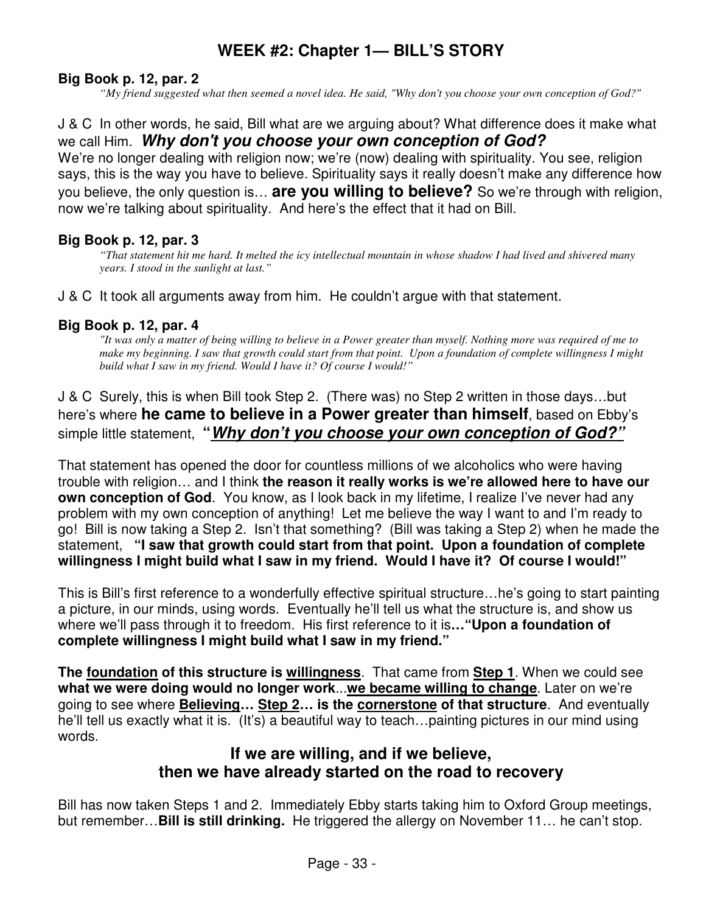# WEEK #2: Chapter 1— BILL'S STORY

**Big Book p. 12, par. 2**

> *"My friend suggested what then seemed a novel idea. He said, "Why don't you choose your own conception of God?"*

J & C In other words, he said, Bill what are we arguing about? What difference does it make what we call Him. ***Why don't you choose your own conception of God?*** We're no longer dealing with religion now; we're (now) dealing with spirituality. You see, religion says, this is the way you have to believe. Spirituality says it really doesn't make any difference how you believe, the only question is… **are you willing to believe?** So we're through with religion, now we're talking about spirituality. And here's the effect that it had on Bill.

**Big Book p. 12, par. 3**

> *"That statement hit me hard. It melted the icy intellectual mountain in whose shadow I had lived and shivered many years. I stood in the sunlight at last."*

J & C It took all arguments away from him. He couldn't argue with that statement.

**Big Book p. 12, par. 4**

> *"It was only a matter of being willing to believe in a Power greater than myself. Nothing more was required of me to make my beginning. I saw that growth could start from that point. Upon a foundation of complete willingness I might build what I saw in my friend. Would I have it? Of course I would!"*

J & C Surely, this is when Bill took Step 2. (There was) no Step 2 written in those days…but here's where **he came to believe in a Power greater than himself**, based on Ebby's simple little statement, **"*<u>Why don't you choose your own conception of God?"</u>***

That statement has opened the door for countless millions of we alcoholics who were having trouble with religion… and I think **the reason it really works is we're allowed here to have our own conception of God**. You know, as I look back in my lifetime, I realize I've never had any problem with my own conception of anything! Let me believe the way I want to and I'm ready to go! Bill is now taking a Step 2. Isn't that something? (Bill was taking a Step 2) when he made the statement, **"I saw that growth could start from that point. Upon a foundation of complete willingness I might build what I saw in my friend. Would I have it? Of course I would!"**

This is Bill's first reference to a wonderfully effective spiritual structure…he's going to start painting a picture, in our minds, using words. Eventually he'll tell us what the structure is, and show us where we'll pass through it to freedom. His first reference to it is**…"Upon a foundation of complete willingness I might build what I saw in my friend."**

**The <u>foundation</u> of this structure is <u>willingness</u>**. That came from **<u>Step 1</u>**. When we could see **what we were doing would no longer work**...**<u>we became willing to change</u>**. Later on we're going to see where **<u>Believing</u>… <u>Step 2</u>… is the <u>cornerstone</u> of that structure**. And eventually he'll tell us exactly what it is. (It's) a beautiful way to teach…painting pictures in our mind using words.

**If we are willing, and if we believe, then we have already started on the road to recovery**

Bill has now taken Steps 1 and 2. Immediately Ebby starts taking him to Oxford Group meetings, but remember…**Bill is still drinking.** He triggered the allergy on November 11… he can't stop.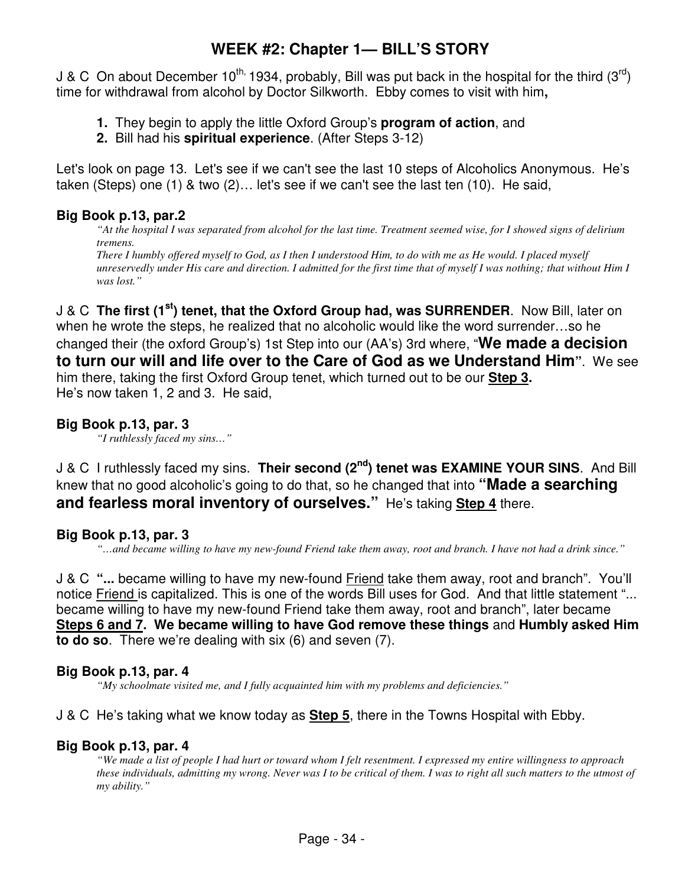## WEEK #2: Chapter 1— BILL'S STORY

J & C On about December 10th, 1934, probably, Bill was put back in the hospital for the third (3rd) time for withdrawal from alcohol by Doctor Silkworth. Ebby comes to visit with him**,**

1. They begin to apply the little Oxford Group's **program of action**, and
2. Bill had his **spiritual experience**. (After Steps 3-12)

Let's look on page 13. Let's see if we can't see the last 10 steps of Alcoholics Anonymous. He's taken (Steps) one (1) & two (2)… let's see if we can't see the last ten (10). He said,

### Big Book p.13, par.2

> *"At the hospital I was separated from alcohol for the last time. Treatment seemed wise, for I showed signs of delirium tremens.*
> *There I humbly offered myself to God, as I then I understood Him, to do with me as He would. I placed myself unreservedly under His care and direction. I admitted for the first time that of myself I was nothing; that without Him I was lost."*

J & C **The first (1st) tenet, that the Oxford Group had, was SURRENDER**. Now Bill, later on when he wrote the steps, he realized that no alcoholic would like the word surrender…so he changed their (the oxford Group's) 1st Step into our (AA's) 3rd where, "**We made a decision to turn our will and life over to the Care of God as We Understand Him**". We see him there, taking the first Oxford Group tenet, which turned out to be our **Step 3.**
He's now taken 1, 2 and 3. He said,

### Big Book p.13, par. 3

> *"I ruthlessly faced my sins…"*

J & C I ruthlessly faced my sins. **Their second (2nd) tenet was EXAMINE YOUR SINS**. And Bill knew that no good alcoholic's going to do that, so he changed that into **"Made a searching and fearless moral inventory of ourselves."** He's taking **Step 4** there.

### Big Book p.13, par. 3

> *"…and became willing to have my new-found Friend take them away, root and branch. I have not had a drink since."*

J & C **"...** became willing to have my new-found Friend take them away, root and branch". You'll notice Friend is capitalized. This is one of the words Bill uses for God. And that little statement "... became willing to have my new-found Friend take them away, root and branch", later became **Steps 6 and 7. We became willing to have God remove these things** and **Humbly asked Him to do so**. There we're dealing with six (6) and seven (7).

### Big Book p.13, par. 4

> *"My schoolmate visited me, and I fully acquainted him with my problems and deficiencies."*

J & C He's taking what we know today as **Step 5**, there in the Towns Hospital with Ebby.

### Big Book p.13, par. 4

> *"We made a list of people I had hurt or toward whom I felt resentment. I expressed my entire willingness to approach these individuals, admitting my wrong. Never was I to be critical of them. I was to right all such matters to the utmost of my ability."*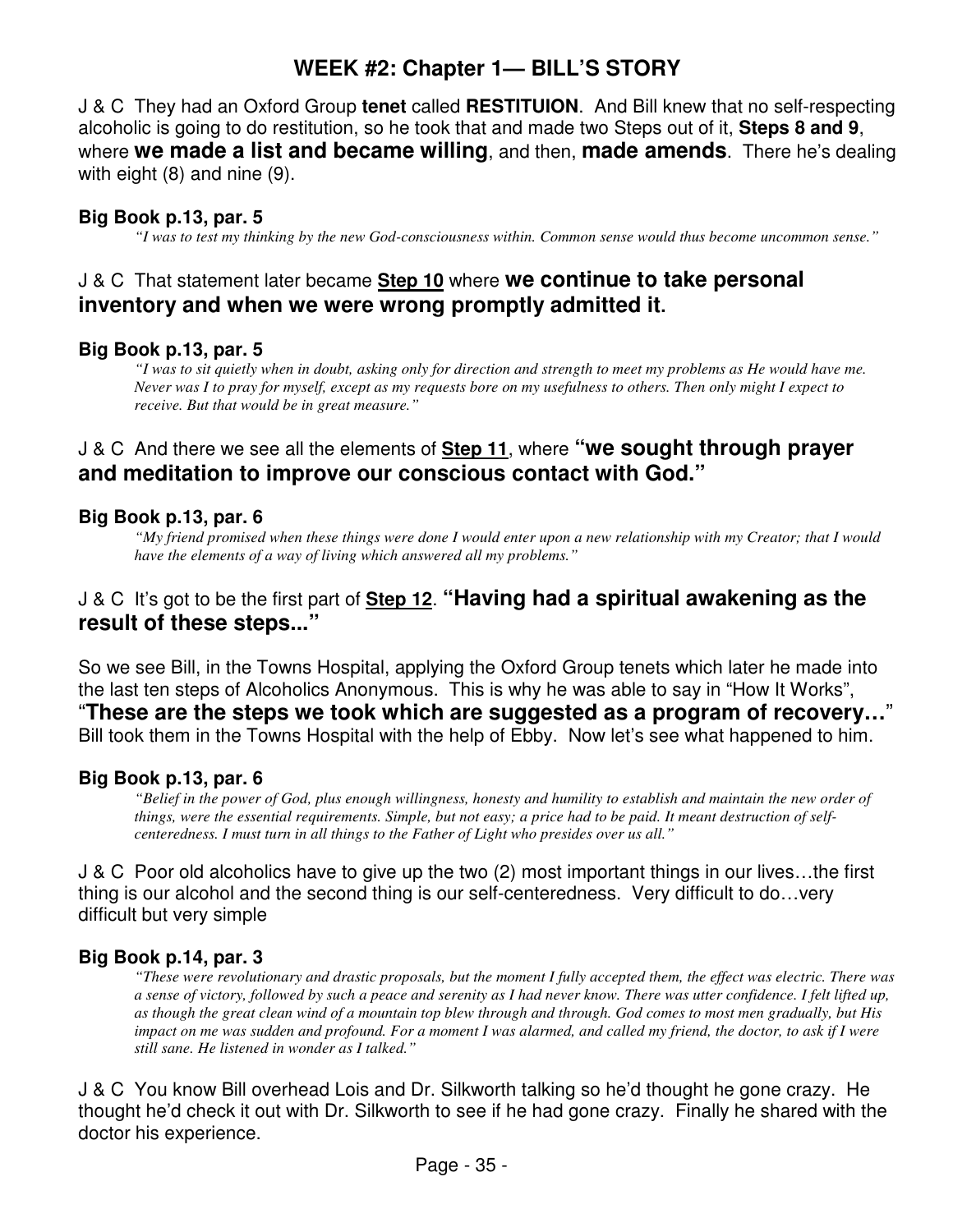## WEEK #2: Chapter 1— BILL'S STORY

J & C They had an Oxford Group **tenet** called **RESTITUION**. And Bill knew that no self-respecting alcoholic is going to do restitution, so he took that and made two Steps out of it, **Steps 8 and 9**, where **we made a list and became willing**, and then, **made amends**. There he's dealing with eight (8) and nine (9).

**Big Book p.13, par. 5**

> *"I was to test my thinking by the new God-consciousness within. Common sense would thus become uncommon sense."*

### J & C That statement later became **Step 10** where **we continue to take personal inventory and when we were wrong promptly admitted it.**

**Big Book p.13, par. 5**

> *"I was to sit quietly when in doubt, asking only for direction and strength to meet my problems as He would have me. Never was I to pray for myself, except as my requests bore on my usefulness to others. Then only might I expect to receive. But that would be in great measure."*

### J & C And there we see all the elements of **Step 11**, where **"we sought through prayer and meditation to improve our conscious contact with God."**

**Big Book p.13, par. 6**

> *"My friend promised when these things were done I would enter upon a new relationship with my Creator; that I would have the elements of a way of living which answered all my problems."*

### J & C It's got to be the first part of **Step 12**. **"Having had a spiritual awakening as the result of these steps..."**

So we see Bill, in the Towns Hospital, applying the Oxford Group tenets which later he made into the last ten steps of Alcoholics Anonymous. This is why he was able to say in "How It Works", "**These are the steps we took which are suggested as a program of recovery…**" Bill took them in the Towns Hospital with the help of Ebby. Now let's see what happened to him.

**Big Book p.13, par. 6**

> *"Belief in the power of God, plus enough willingness, honesty and humility to establish and maintain the new order of things, were the essential requirements. Simple, but not easy; a price had to be paid. It meant destruction of self-centeredness. I must turn in all things to the Father of Light who presides over us all."*

J & C Poor old alcoholics have to give up the two (2) most important things in our lives…the first thing is our alcohol and the second thing is our self-centeredness. Very difficult to do…very difficult but very simple

**Big Book p.14, par. 3**

> *"These were revolutionary and drastic proposals, but the moment I fully accepted them, the effect was electric. There was a sense of victory, followed by such a peace and serenity as I had never know. There was utter confidence. I felt lifted up, as though the great clean wind of a mountain top blew through and through. God comes to most men gradually, but His impact on me was sudden and profound. For a moment I was alarmed, and called my friend, the doctor, to ask if I were still sane. He listened in wonder as I talked."*

J & C You know Bill overhead Lois and Dr. Silkworth talking so he'd thought he gone crazy. He thought he'd check it out with Dr. Silkworth to see if he had gone crazy. Finally he shared with the doctor his experience.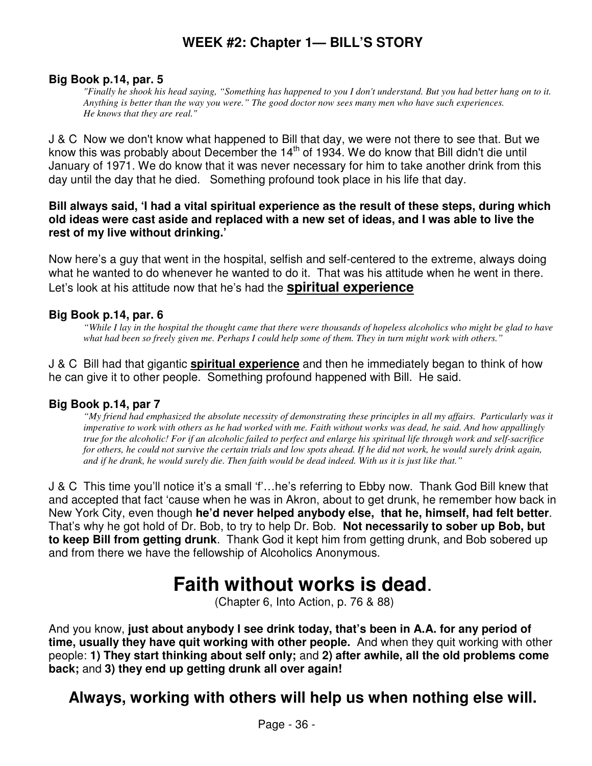## WEEK #2: Chapter 1— BILL'S STORY

**Big Book p.14, par. 5**

> *"Finally he shook his head saying, "Something has happened to you I don't understand. But you had better hang on to it. Anything is better than the way you were." The good doctor now sees many men who have such experiences. He knows that they are real."*

J & C Now we don't know what happened to Bill that day, we were not there to see that. But we know this was probably about December the 14th of 1934. We do know that Bill didn't die until January of 1971. We do know that it was never necessary for him to take another drink from this day until the day that he died. Something profound took place in his life that day.

**Bill always said, 'I had a vital spiritual experience as the result of these steps, during which old ideas were cast aside and replaced with a new set of ideas, and I was able to live the rest of my live without drinking.'**

Now here's a guy that went in the hospital, selfish and self-centered to the extreme, always doing what he wanted to do whenever he wanted to do it. That was his attitude when he went in there. Let's look at his attitude now that he's had the **spiritual experience**

**Big Book p.14, par. 6**

> *"While I lay in the hospital the thought came that there were thousands of hopeless alcoholics who might be glad to have what had been so freely given me. Perhaps I could help some of them. They in turn might work with others."*

J & C Bill had that gigantic **spiritual experience** and then he immediately began to think of how he can give it to other people. Something profound happened with Bill. He said.

**Big Book p.14, par 7**

> *"My friend had emphasized the absolute necessity of demonstrating these principles in all my affairs. Particularly was it imperative to work with others as he had worked with me. Faith without works was dead, he said. And how appallingly true for the alcoholic! For if an alcoholic failed to perfect and enlarge his spiritual life through work and self-sacrifice for others, he could not survive the certain trials and low spots ahead. If he did not work, he would surely drink again, and if he drank, he would surely die. Then faith would be dead indeed. With us it is just like that."*

J & C This time you'll notice it's a small 'f'…he's referring to Ebby now. Thank God Bill knew that and accepted that fact 'cause when he was in Akron, about to get drunk, he remember how back in New York City, even though **he'd never helped anybody else, that he, himself, had felt better**. That's why he got hold of Dr. Bob, to try to help Dr. Bob. **Not necessarily to sober up Bob, but to keep Bill from getting drunk**. Thank God it kept him from getting drunk, and Bob sobered up and from there we have the fellowship of Alcoholics Anonymous.

# Faith without works is dead.

(Chapter 6, Into Action, p. 76 & 88)

And you know, **just about anybody I see drink today, that's been in A.A. for any period of time, usually they have quit working with other people.** And when they quit working with other people: **1) They start thinking about self only;** and **2) after awhile, all the old problems come back;** and **3) they end up getting drunk all over again!**

## Always, working with others will help us when nothing else will.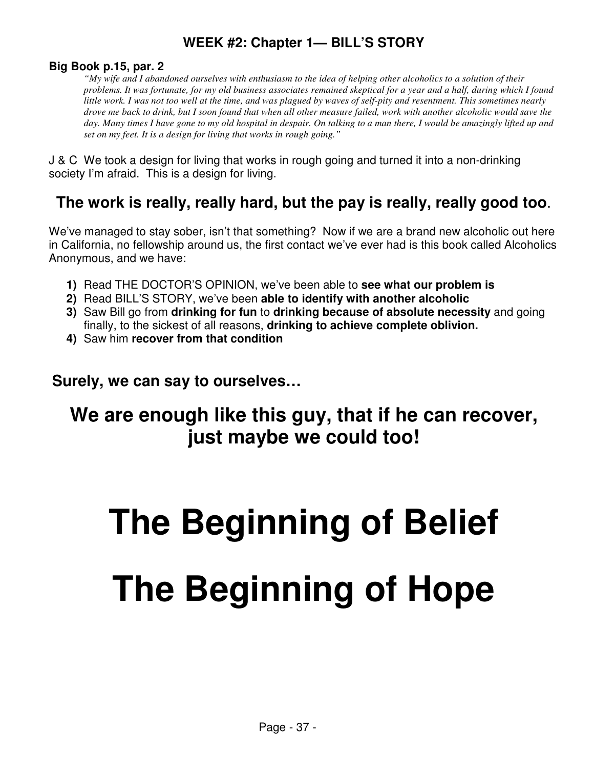## WEEK #2: Chapter 1— BILL'S STORY

**Big Book p.15, par. 2**

> *"My wife and I abandoned ourselves with enthusiasm to the idea of helping other alcoholics to a solution of their problems. It was fortunate, for my old business associates remained skeptical for a year and a half, during which I found little work. I was not too well at the time, and was plagued by waves of self-pity and resentment. This sometimes nearly drove me back to drink, but I soon found that when all other measure failed, work with another alcoholic would save the day. Many times I have gone to my old hospital in despair. On talking to a man there, I would be amazingly lifted up and set on my feet. It is a design for living that works in rough going."*

J & C We took a design for living that works in rough going and turned it into a non-drinking society I'm afraid. This is a design for living.

### The work is really, really hard, but the pay is really, really good too.

We've managed to stay sober, isn't that something? Now if we are a brand new alcoholic out here in California, no fellowship around us, the first contact we've ever had is this book called Alcoholics Anonymous, and we have:

1. Read THE DOCTOR'S OPINION, we've been able to **see what our problem is**
2. Read BILL'S STORY, we've been **able to identify with another alcoholic**
3. Saw Bill go from **drinking for fun** to **drinking because of absolute necessity** and going finally, to the sickest of all reasons, **drinking to achieve complete oblivion.**
4. Saw him **recover from that condition**

**Surely, we can say to ourselves…**

### We are enough like this guy, that if he can recover, just maybe we could too!

# The Beginning of Belief

# The Beginning of Hope